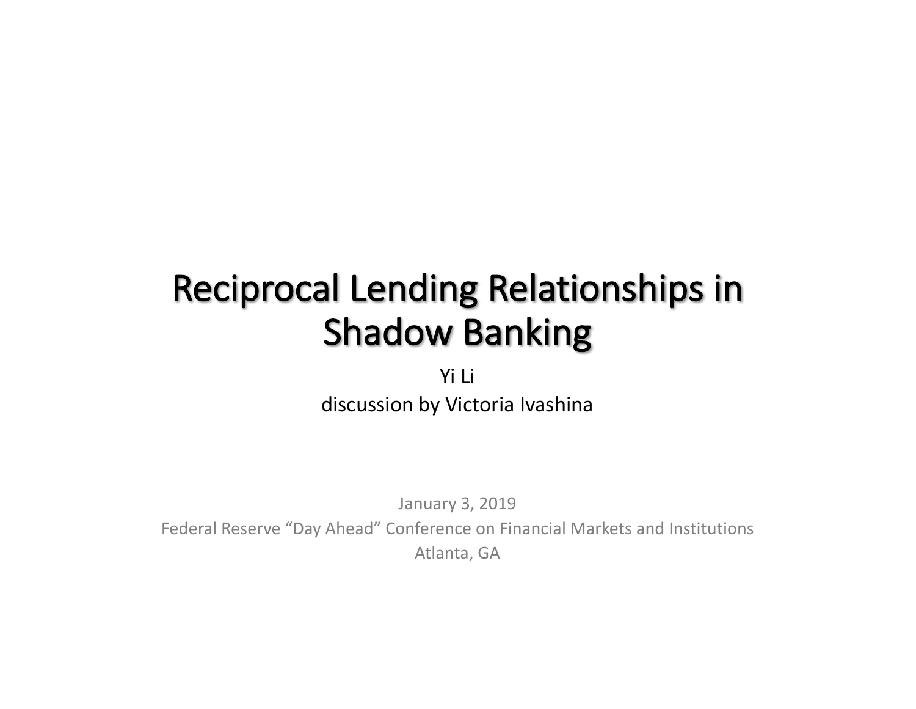# Reciprocal Lending Relationships in Shadow Banking

Yi Li

discussion by Victoria Ivashina

January 3, 2019

Federal Reserve “Day Ahead” Conference on Financial Markets and Institutions

Atlanta, GA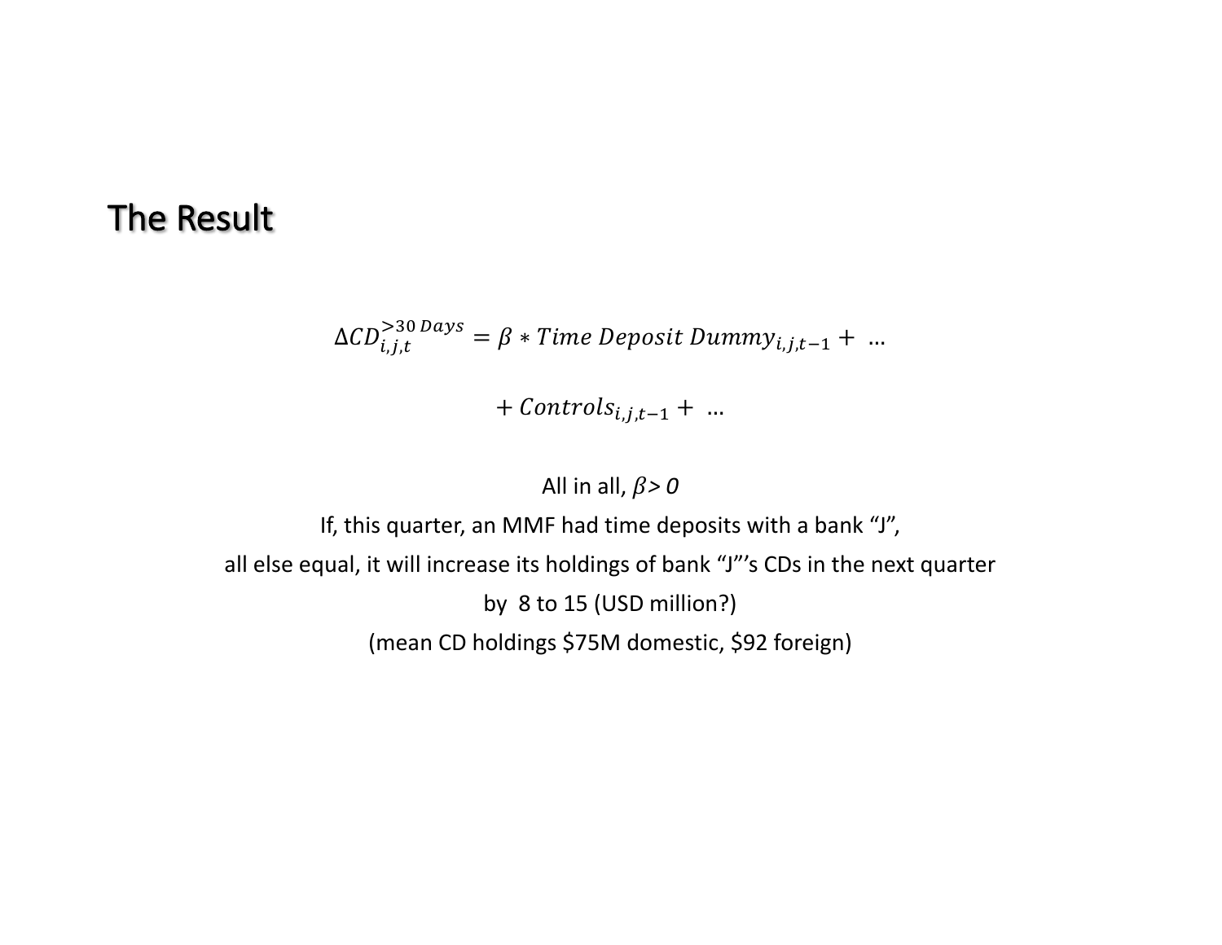## The Result

$$\Delta CD_{i,j,t}^{>30\,Days} = \beta * Time\ Deposit\ Dummy_{i,j,t-1} + \ \dots$$

$$+ Controls_{i,j,t-1} + \ \dots$$

All in all, $\beta > 0$

If, this quarter, an MMF had time deposits with a bank "J",

all else equal, it will increase its holdings of bank "J"'s CDs in the next quarter

by 8 to 15 (USD million?)

(mean CD holdings $75M domestic, $92 foreign)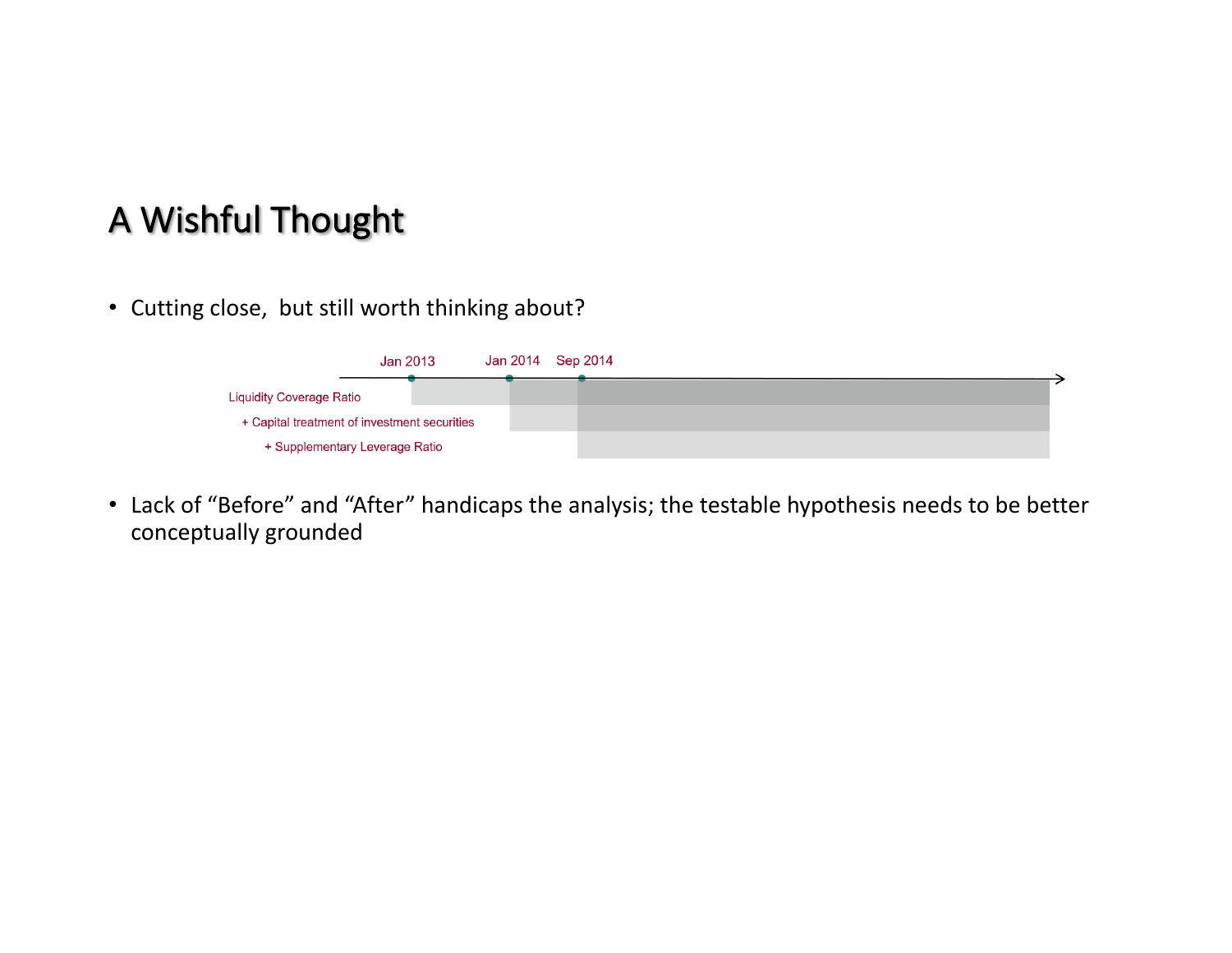# A Wishful Thought

- Cutting close, but still worth thinking about?

Jan 2013 — Jan 2014 — Sep 2014

Liquidity Coverage Ratio

+ Capital treatment of investment securities

+ Supplementary Leverage Ratio

- Lack of "Before" and "After" handicaps the analysis; the testable hypothesis needs to be better conceptually grounded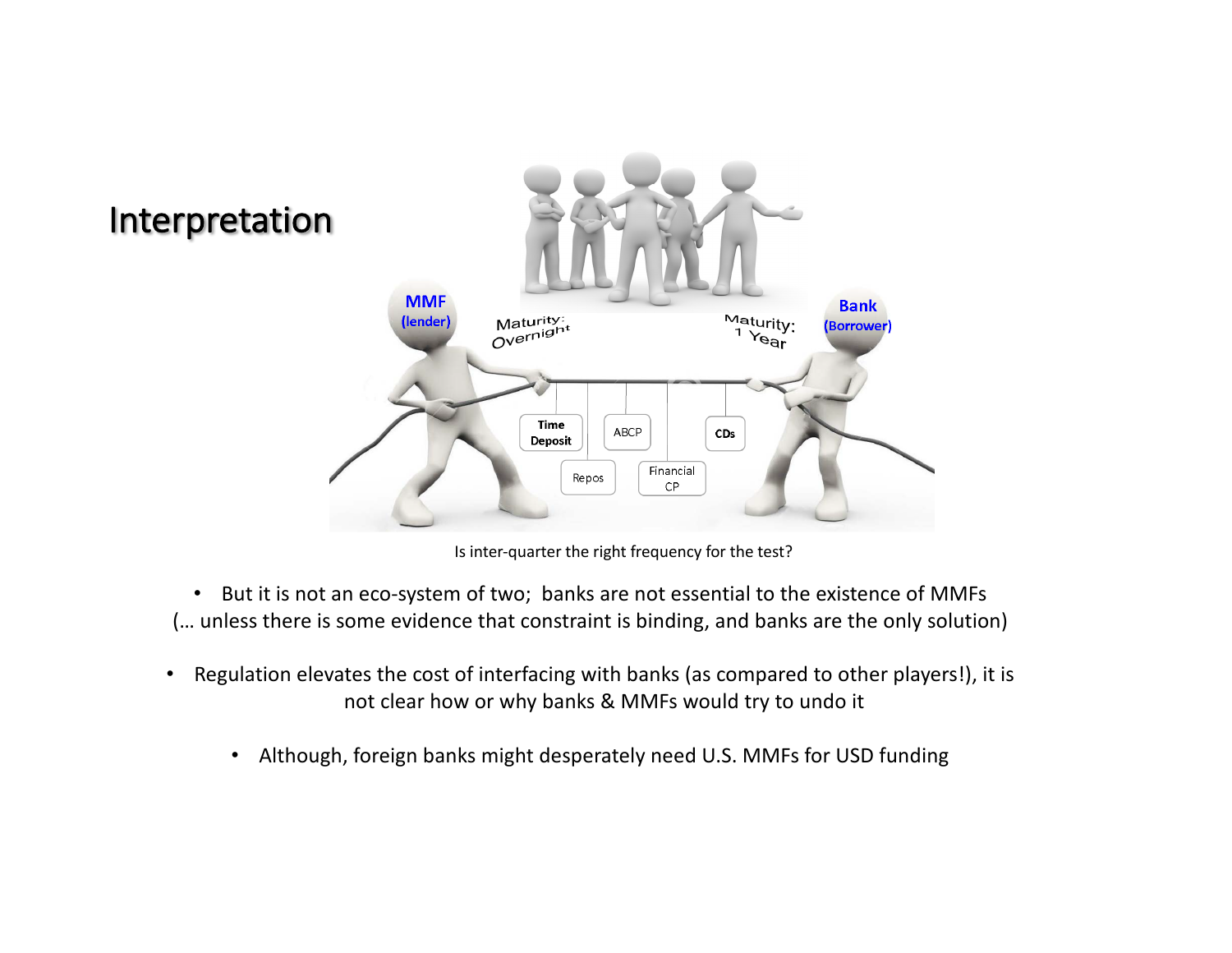# Interpretation

MMF (lender)

Maturity: Overnight

Maturity: 1 Year

Bank (Borrower)

Time Deposit

Repos

ABCP

Financial CP

CDs

Is inter-quarter the right frequency for the test?

- But it is not an eco-system of two; banks are not essential to the existence of MMFs (… unless there is some evidence that constraint is binding, and banks are the only solution)

- Regulation elevates the cost of interfacing with banks (as compared to other players!), it is not clear how or why banks & MMFs would try to undo it

  - Although, foreign banks might desperately need U.S. MMFs for USD funding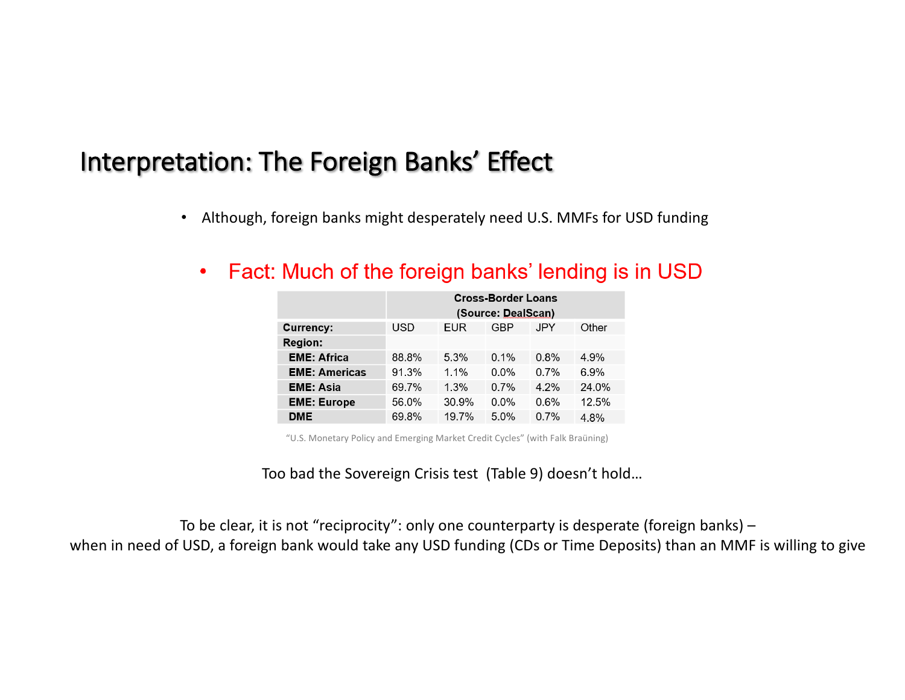# Interpretation: The Foreign Banks' Effect

- Although, foreign banks might desperately need U.S. MMFs for USD funding
  - Fact: Much of the foreign banks' lending is in USD

| | Cross-Border Loans (Source: DealScan) | | | | |
|---|---|---|---|---|---|
| **Currency:** | USD | EUR | GBP | JPY | Other |
| **Region:** | | | | | |
| **EME: Africa** | 88.8% | 5.3% | 0.1% | 0.8% | 4.9% |
| **EME: Americas** | 91.3% | 1.1% | 0.0% | 0.7% | 6.9% |
| **EME: Asia** | 69.7% | 1.3% | 0.7% | 4.2% | 24.0% |
| **EME: Europe** | 56.0% | 30.9% | 0.0% | 0.6% | 12.5% |
| **DME** | 69.8% | 19.7% | 5.0% | 0.7% | 4.8% |

"U.S. Monetary Policy and Emerging Market Credit Cycles" (with Falk Braüning)

Too bad the Sovereign Crisis test (Table 9) doesn't hold…

To be clear, it is not "reciprocity": only one counterparty is desperate (foreign banks) – when in need of USD, a foreign bank would take any USD funding (CDs or Time Deposits) than an MMF is willing to give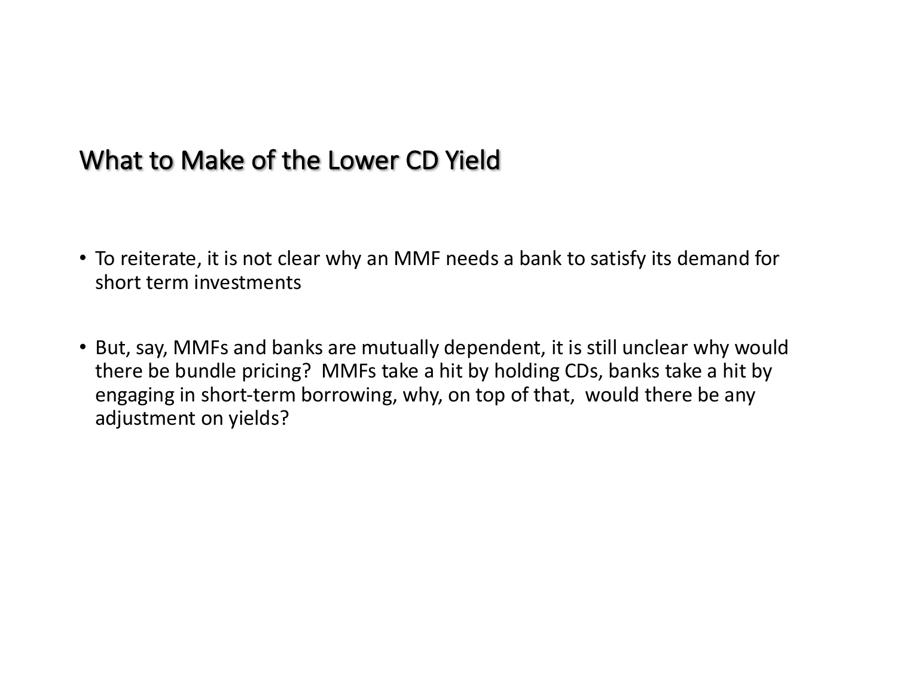## What to Make of the Lower CD Yield

- To reiterate, it is not clear why an MMF needs a bank to satisfy its demand for short term investments

- But, say, MMFs and banks are mutually dependent, it is still unclear why would there be bundle pricing? MMFs take a hit by holding CDs, banks take a hit by engaging in short-term borrowing, why, on top of that, would there be any adjustment on yields?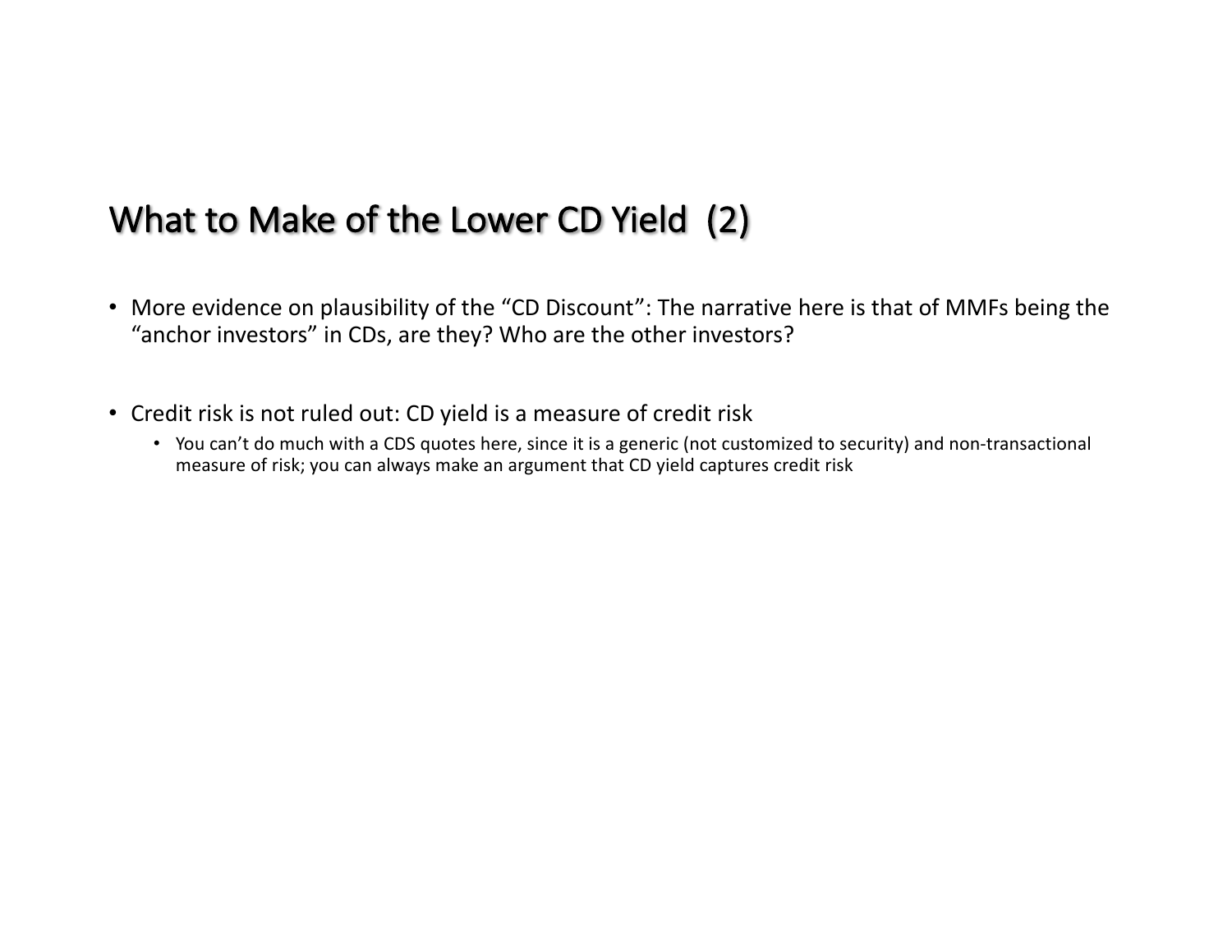## What to Make of the Lower CD Yield (2)

- More evidence on plausibility of the "CD Discount": The narrative here is that of MMFs being the "anchor investors" in CDs, are they? Who are the other investors?

- Credit risk is not ruled out: CD yield is a measure of credit risk
  - You can't do much with a CDS quotes here, since it is a generic (not customized to security) and non-transactional measure of risk; you can always make an argument that CD yield captures credit risk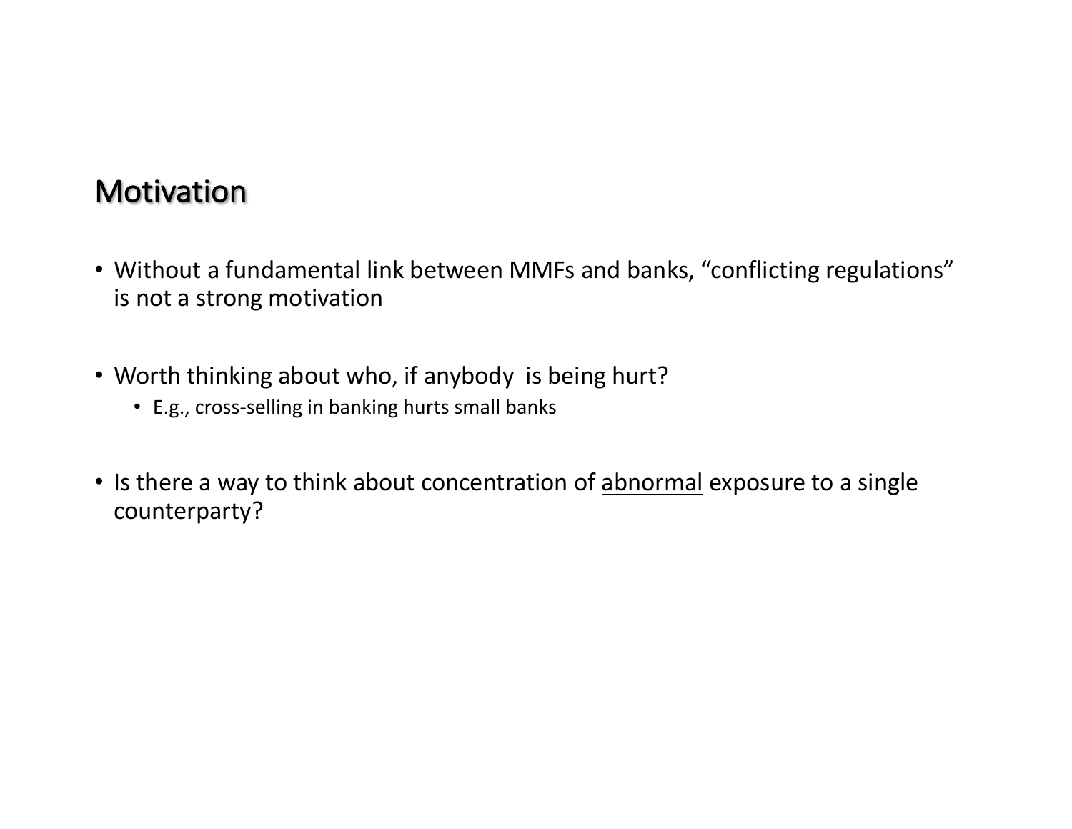## Motivation

- Without a fundamental link between MMFs and banks, “conflicting regulations” is not a strong motivation
- Worth thinking about who, if anybody is being hurt?
  - E.g., cross-selling in banking hurts small banks
- Is there a way to think about concentration of <u>abnormal</u> exposure to a single counterparty?